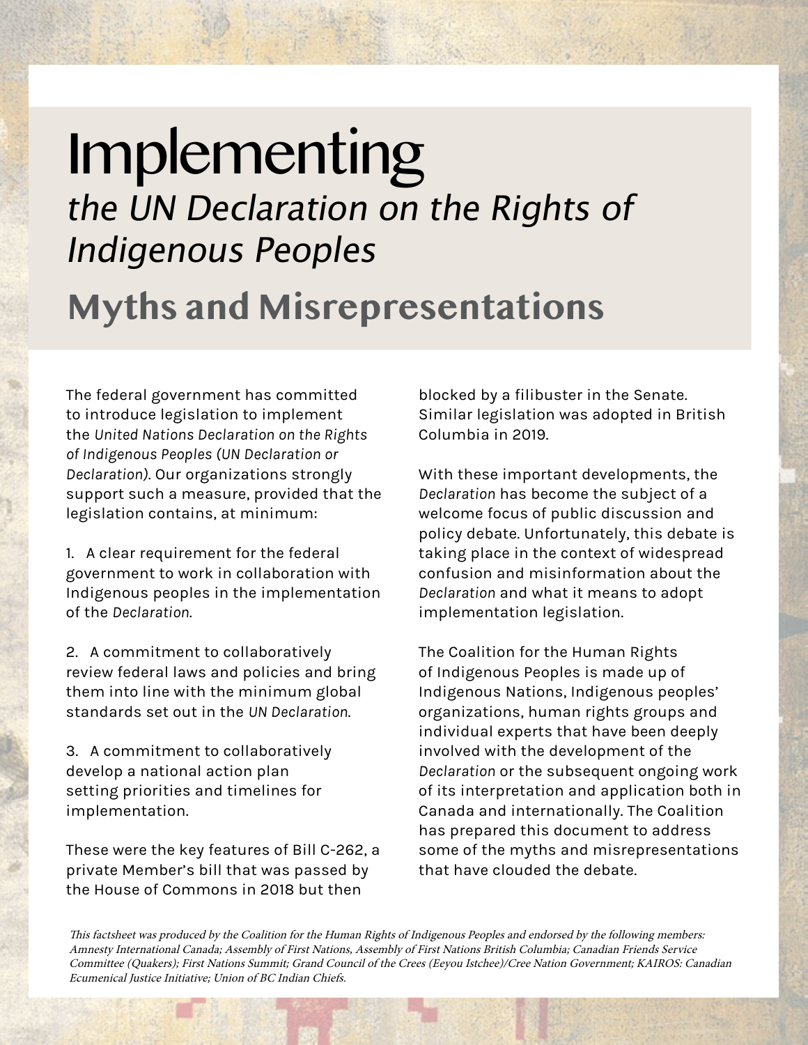# Implementing

## *the UN Declaration on the Rights of Indigenous Peoples*

## Myths and Misrepresentations

The federal government has committed to introduce legislation to implement the *United Nations Declaration on the Rights of Indigenous Peoples (UN Declaration or Declaration)*. Our organizations strongly support such a measure, provided that the legislation contains, at minimum:

1. A clear requirement for the federal government to work in collaboration with Indigenous peoples in the implementation of the *Declaration*.

2. A commitment to collaboratively review federal laws and policies and bring them into line with the minimum global standards set out in the *UN Declaration*.

3. A commitment to collaboratively develop a national action plan setting priorities and timelines for implementation.

These were the key features of Bill C-262, a private Member's bill that was passed by the House of Commons in 2018 but then blocked by a filibuster in the Senate. Similar legislation was adopted in British Columbia in 2019.

With these important developments, the *Declaration* has become the subject of a welcome focus of public discussion and policy debate. Unfortunately, this debate is taking place in the context of widespread confusion and misinformation about the *Declaration* and what it means to adopt implementation legislation.

The Coalition for the Human Rights of Indigenous Peoples is made up of Indigenous Nations, Indigenous peoples' organizations, human rights groups and individual experts that have been deeply involved with the development of the *Declaration* or the subsequent ongoing work of its interpretation and application both in Canada and internationally. The Coalition has prepared this document to address some of the myths and misrepresentations that have clouded the debate.

*This factsheet was produced by the Coalition for the Human Rights of Indigenous Peoples and endorsed by the following members: Amnesty International Canada; Assembly of First Nations, Assembly of First Nations British Columbia; Canadian Friends Service Committee (Quakers); First Nations Summit; Grand Council of the Crees (Eeyou Istchee)/Cree Nation Government; KAIROS: Canadian Ecumenical Justice Initiative; Union of BC Indian Chiefs.*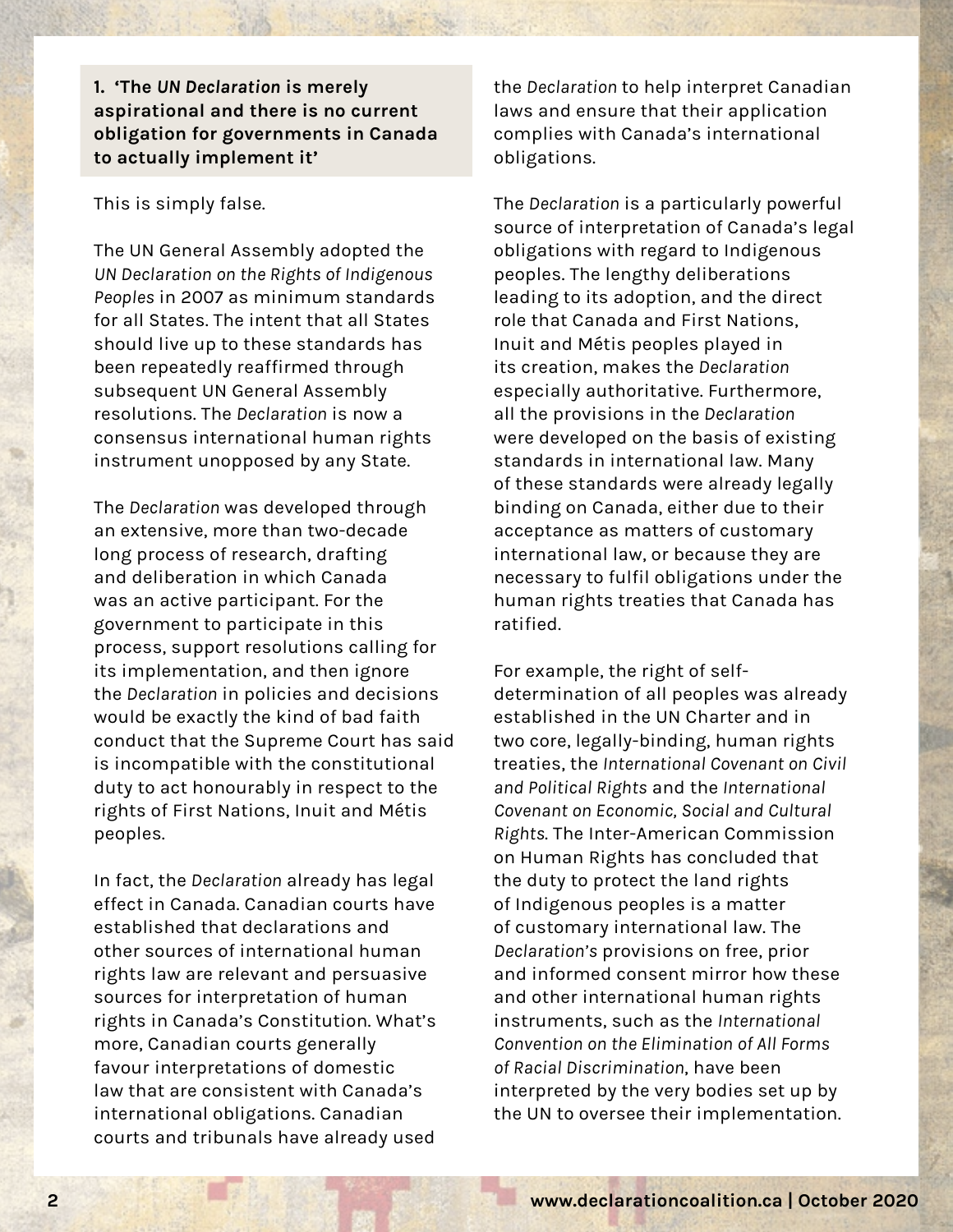**1. 'The *UN Declaration* is merely aspirational and there is no current obligation for governments in Canada to actually implement it'**

This is simply false.

The UN General Assembly adopted the *UN Declaration on the Rights of Indigenous Peoples* in 2007 as minimum standards for all States. The intent that all States should live up to these standards has been repeatedly reaffirmed through subsequent UN General Assembly resolutions. The *Declaration* is now a consensus international human rights instrument unopposed by any State.

The *Declaration* was developed through an extensive, more than two-decade long process of research, drafting and deliberation in which Canada was an active participant. For the government to participate in this process, support resolutions calling for its implementation, and then ignore the *Declaration* in policies and decisions would be exactly the kind of bad faith conduct that the Supreme Court has said is incompatible with the constitutional duty to act honourably in respect to the rights of First Nations, Inuit and Métis peoples.

In fact, the *Declaration* already has legal effect in Canada. Canadian courts have established that declarations and other sources of international human rights law are relevant and persuasive sources for interpretation of human rights in Canada's Constitution. What's more, Canadian courts generally favour interpretations of domestic law that are consistent with Canada's international obligations. Canadian courts and tribunals have already used the *Declaration* to help interpret Canadian laws and ensure that their application complies with Canada's international obligations.

The *Declaration* is a particularly powerful source of interpretation of Canada's legal obligations with regard to Indigenous peoples. The lengthy deliberations leading to its adoption, and the direct role that Canada and First Nations, Inuit and Métis peoples played in its creation, makes the *Declaration* especially authoritative. Furthermore, all the provisions in the *Declaration* were developed on the basis of existing standards in international law. Many of these standards were already legally binding on Canada, either due to their acceptance as matters of customary international law, or because they are necessary to fulfil obligations under the human rights treaties that Canada has ratified.

For example, the right of self-determination of all peoples was already established in the UN Charter and in two core, legally-binding, human rights treaties, the *International Covenant on Civil and Political Rights* and the *International Covenant on Economic, Social and Cultural Rights*. The Inter-American Commission on Human Rights has concluded that the duty to protect the land rights of Indigenous peoples is a matter of customary international law. The *Declaration's* provisions on free, prior and informed consent mirror how these and other international human rights instruments, such as the *International Convention on the Elimination of All Forms of Racial Discrimination*, have been interpreted by the very bodies set up by the UN to oversee their implementation.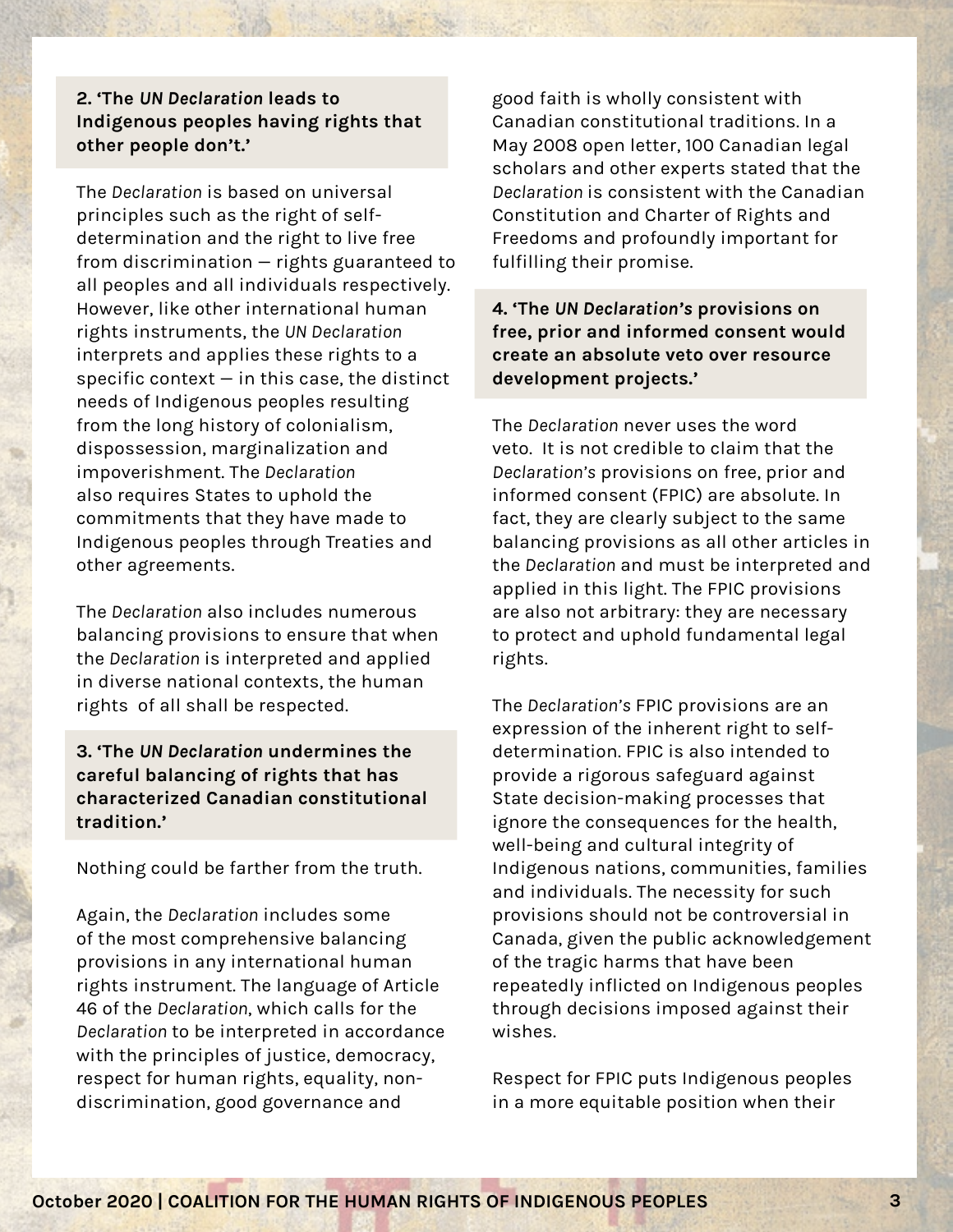**2. 'The *UN Declaration* leads to Indigenous peoples having rights that other people don't.'**

The *Declaration* is based on universal principles such as the right of self-determination and the right to live free from discrimination — rights guaranteed to all peoples and all individuals respectively. However, like other international human rights instruments, the *UN Declaration* interprets and applies these rights to a specific context — in this case, the distinct needs of Indigenous peoples resulting from the long history of colonialism, dispossession, marginalization and impoverishment. The *Declaration* also requires States to uphold the commitments that they have made to Indigenous peoples through Treaties and other agreements.

The *Declaration* also includes numerous balancing provisions to ensure that when the *Declaration* is interpreted and applied in diverse national contexts, the human rights of all shall be respected.

**3. 'The *UN Declaration* undermines the careful balancing of rights that has characterized Canadian constitutional tradition.'**

Nothing could be farther from the truth.

Again, the *Declaration* includes some of the most comprehensive balancing provisions in any international human rights instrument. The language of Article 46 of the *Declaration*, which calls for the *Declaration* to be interpreted in accordance with the principles of justice, democracy, respect for human rights, equality, non-discrimination, good governance and good faith is wholly consistent with Canadian constitutional traditions. In a May 2008 open letter, 100 Canadian legal scholars and other experts stated that the *Declaration* is consistent with the Canadian Constitution and Charter of Rights and Freedoms and profoundly important for fulfilling their promise.

**4. 'The *UN Declaration's* provisions on free, prior and informed consent would create an absolute veto over resource development projects.'**

The *Declaration* never uses the word veto. It is not credible to claim that the *Declaration's* provisions on free, prior and informed consent (FPIC) are absolute. In fact, they are clearly subject to the same balancing provisions as all other articles in the *Declaration* and must be interpreted and applied in this light. The FPIC provisions are also not arbitrary: they are necessary to protect and uphold fundamental legal rights.

The *Declaration's* FPIC provisions are an expression of the inherent right to self-determination. FPIC is also intended to provide a rigorous safeguard against State decision-making processes that ignore the consequences for the health, well-being and cultural integrity of Indigenous nations, communities, families and individuals. The necessity for such provisions should not be controversial in Canada, given the public acknowledgement of the tragic harms that have been repeatedly inflicted on Indigenous peoples through decisions imposed against their wishes.

Respect for FPIC puts Indigenous peoples in a more equitable position when their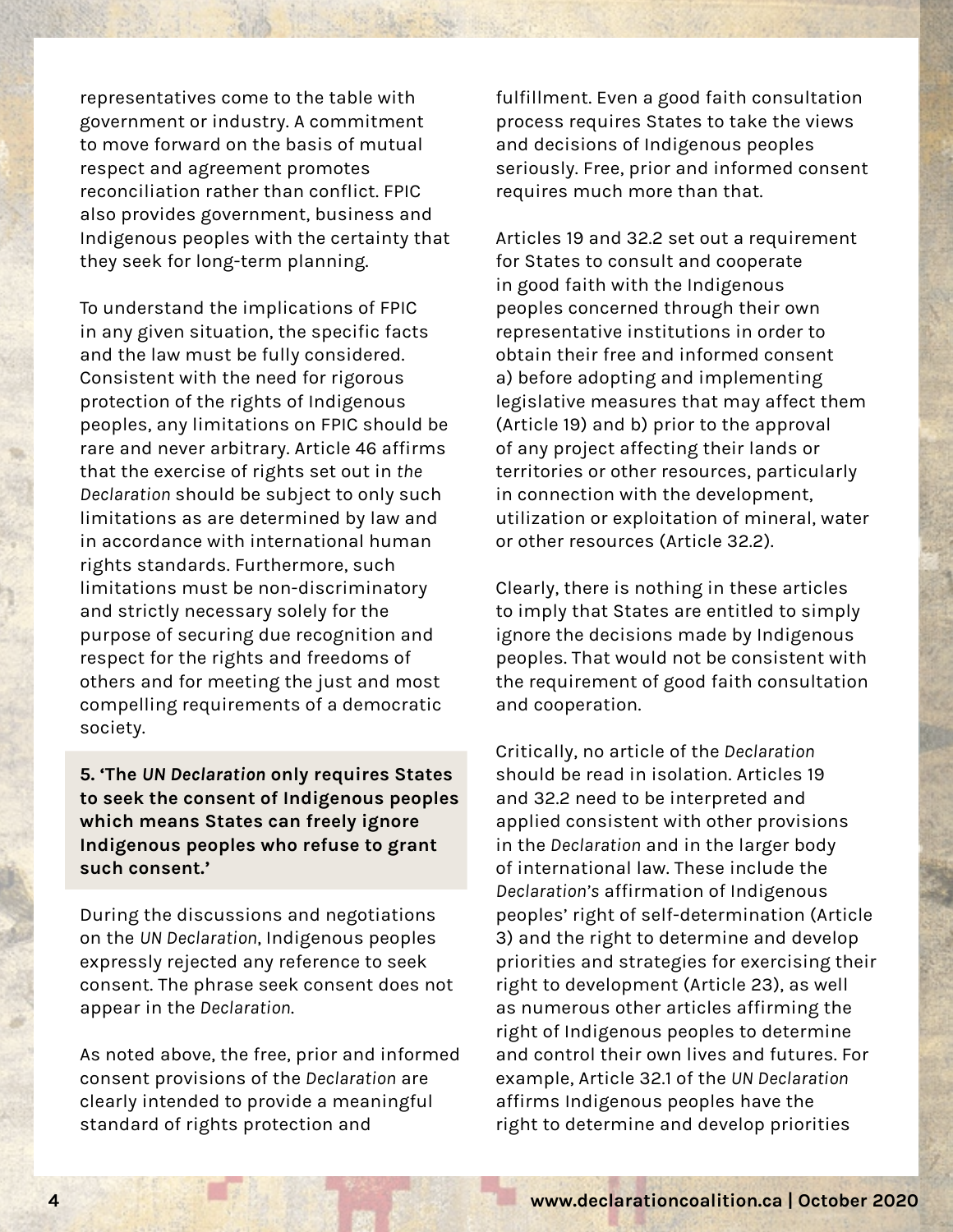representatives come to the table with government or industry. A commitment to move forward on the basis of mutual respect and agreement promotes reconciliation rather than conflict. FPIC also provides government, business and Indigenous peoples with the certainty that they seek for long-term planning.

To understand the implications of FPIC in any given situation, the specific facts and the law must be fully considered. Consistent with the need for rigorous protection of the rights of Indigenous peoples, any limitations on FPIC should be rare and never arbitrary. Article 46 affirms that the exercise of rights set out in *the Declaration* should be subject to only such limitations as are determined by law and in accordance with international human rights standards. Furthermore, such limitations must be non-discriminatory and strictly necessary solely for the purpose of securing due recognition and respect for the rights and freedoms of others and for meeting the just and most compelling requirements of a democratic society.

**5. 'The *UN Declaration* only requires States to seek the consent of Indigenous peoples which means States can freely ignore Indigenous peoples who refuse to grant such consent.'**

During the discussions and negotiations on the *UN Declaration*, Indigenous peoples expressly rejected any reference to seek consent. The phrase seek consent does not appear in the *Declaration*.

As noted above, the free, prior and informed consent provisions of the *Declaration* are clearly intended to provide a meaningful standard of rights protection and fulfillment. Even a good faith consultation process requires States to take the views and decisions of Indigenous peoples seriously. Free, prior and informed consent requires much more than that.

Articles 19 and 32.2 set out a requirement for States to consult and cooperate in good faith with the Indigenous peoples concerned through their own representative institutions in order to obtain their free and informed consent a) before adopting and implementing legislative measures that may affect them (Article 19) and b) prior to the approval of any project affecting their lands or territories or other resources, particularly in connection with the development, utilization or exploitation of mineral, water or other resources (Article 32.2).

Clearly, there is nothing in these articles to imply that States are entitled to simply ignore the decisions made by Indigenous peoples. That would not be consistent with the requirement of good faith consultation and cooperation.

Critically, no article of the *Declaration* should be read in isolation. Articles 19 and 32.2 need to be interpreted and applied consistent with other provisions in the *Declaration* and in the larger body of international law. These include the *Declaration's* affirmation of Indigenous peoples' right of self-determination (Article 3) and the right to determine and develop priorities and strategies for exercising their right to development (Article 23), as well as numerous other articles affirming the right of Indigenous peoples to determine and control their own lives and futures. For example, Article 32.1 of the *UN Declaration* affirms Indigenous peoples have the right to determine and develop priorities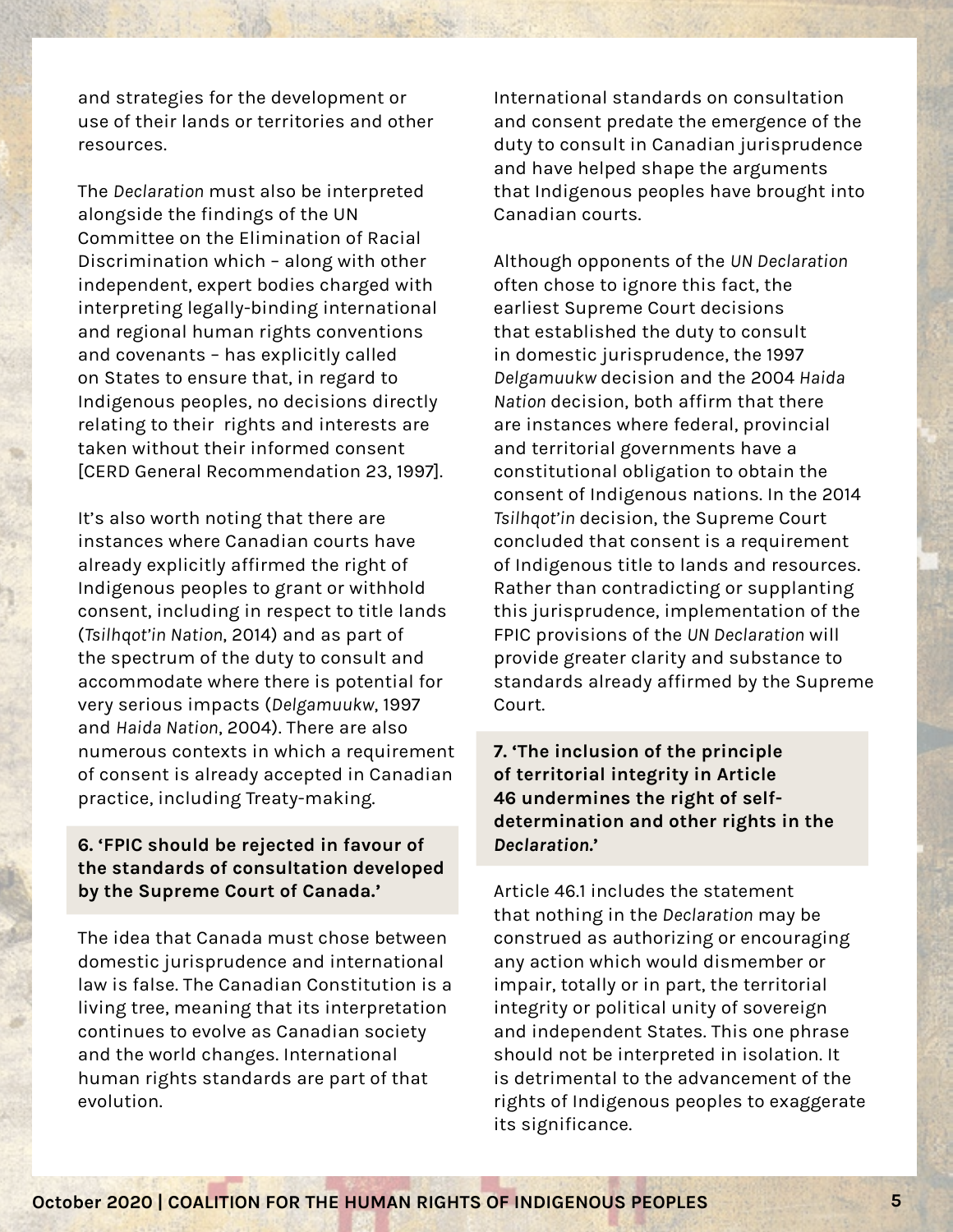and strategies for the development or use of their lands or territories and other resources.

The *Declaration* must also be interpreted alongside the findings of the UN Committee on the Elimination of Racial Discrimination which – along with other independent, expert bodies charged with interpreting legally-binding international and regional human rights conventions and covenants – has explicitly called on States to ensure that, in regard to Indigenous peoples, no decisions directly relating to their rights and interests are taken without their informed consent [CERD General Recommendation 23, 1997].

It's also worth noting that there are instances where Canadian courts have already explicitly affirmed the right of Indigenous peoples to grant or withhold consent, including in respect to title lands (*Tsilhqot'in Nation*, 2014) and as part of the spectrum of the duty to consult and accommodate where there is potential for very serious impacts (*Delgamuukw*, 1997 and *Haida Nation*, 2004). There are also numerous contexts in which a requirement of consent is already accepted in Canadian practice, including Treaty-making.

**6. 'FPIC should be rejected in favour of the standards of consultation developed by the Supreme Court of Canada.'**

The idea that Canada must chose between domestic jurisprudence and international law is false. The Canadian Constitution is a living tree, meaning that its interpretation continues to evolve as Canadian society and the world changes. International human rights standards are part of that evolution.

International standards on consultation and consent predate the emergence of the duty to consult in Canadian jurisprudence and have helped shape the arguments that Indigenous peoples have brought into Canadian courts.

Although opponents of the *UN Declaration* often chose to ignore this fact, the earliest Supreme Court decisions that established the duty to consult in domestic jurisprudence, the 1997 *Delgamuukw* decision and the 2004 *Haida Nation* decision, both affirm that there are instances where federal, provincial and territorial governments have a constitutional obligation to obtain the consent of Indigenous nations. In the 2014 *Tsilhqot'in* decision, the Supreme Court concluded that consent is a requirement of Indigenous title to lands and resources. Rather than contradicting or supplanting this jurisprudence, implementation of the FPIC provisions of the *UN Declaration* will provide greater clarity and substance to standards already affirmed by the Supreme Court.

**7. 'The inclusion of the principle of territorial integrity in Article 46 undermines the right of self-determination and other rights in the *Declaration*.'**

Article 46.1 includes the statement that nothing in the *Declaration* may be construed as authorizing or encouraging any action which would dismember or impair, totally or in part, the territorial integrity or political unity of sovereign and independent States. This one phrase should not be interpreted in isolation. It is detrimental to the advancement of the rights of Indigenous peoples to exaggerate its significance.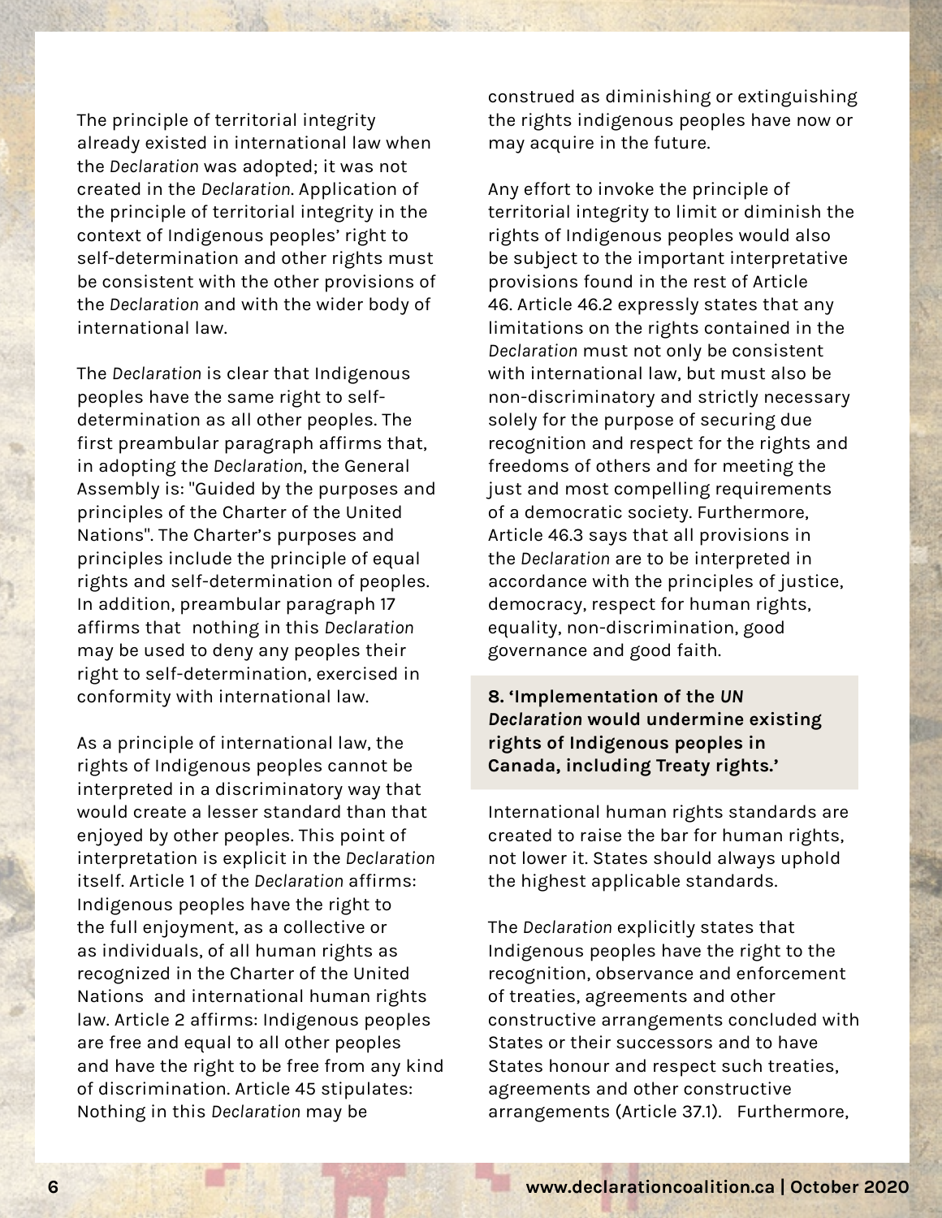The principle of territorial integrity already existed in international law when the *Declaration* was adopted; it was not created in the *Declaration*. Application of the principle of territorial integrity in the context of Indigenous peoples' right to self-determination and other rights must be consistent with the other provisions of the *Declaration* and with the wider body of international law.

The *Declaration* is clear that Indigenous peoples have the same right to self-determination as all other peoples. The first preambular paragraph affirms that, in adopting the *Declaration*, the General Assembly is: "Guided by the purposes and principles of the Charter of the United Nations". The Charter's purposes and principles include the principle of equal rights and self-determination of peoples. In addition, preambular paragraph 17 affirms that nothing in this *Declaration* may be used to deny any peoples their right to self-determination, exercised in conformity with international law.

As a principle of international law, the rights of Indigenous peoples cannot be interpreted in a discriminatory way that would create a lesser standard than that enjoyed by other peoples. This point of interpretation is explicit in the *Declaration* itself. Article 1 of the *Declaration* affirms: Indigenous peoples have the right to the full enjoyment, as a collective or as individuals, of all human rights as recognized in the Charter of the United Nations and international human rights law. Article 2 affirms: Indigenous peoples are free and equal to all other peoples and have the right to be free from any kind of discrimination. Article 45 stipulates: Nothing in this *Declaration* may be construed as diminishing or extinguishing the rights indigenous peoples have now or may acquire in the future.

Any effort to invoke the principle of territorial integrity to limit or diminish the rights of Indigenous peoples would also be subject to the important interpretative provisions found in the rest of Article 46. Article 46.2 expressly states that any limitations on the rights contained in the *Declaration* must not only be consistent with international law, but must also be non-discriminatory and strictly necessary solely for the purpose of securing due recognition and respect for the rights and freedoms of others and for meeting the just and most compelling requirements of a democratic society. Furthermore, Article 46.3 says that all provisions in the *Declaration* are to be interpreted in accordance with the principles of justice, democracy, respect for human rights, equality, non-discrimination, good governance and good faith.

### 8. 'Implementation of the *UN Declaration* would undermine existing rights of Indigenous peoples in Canada, including Treaty rights.'

International human rights standards are created to raise the bar for human rights, not lower it. States should always uphold the highest applicable standards.

The *Declaration* explicitly states that Indigenous peoples have the right to the recognition, observance and enforcement of treaties, agreements and other constructive arrangements concluded with States or their successors and to have States honour and respect such treaties, agreements and other constructive arrangements (Article 37.1). Furthermore,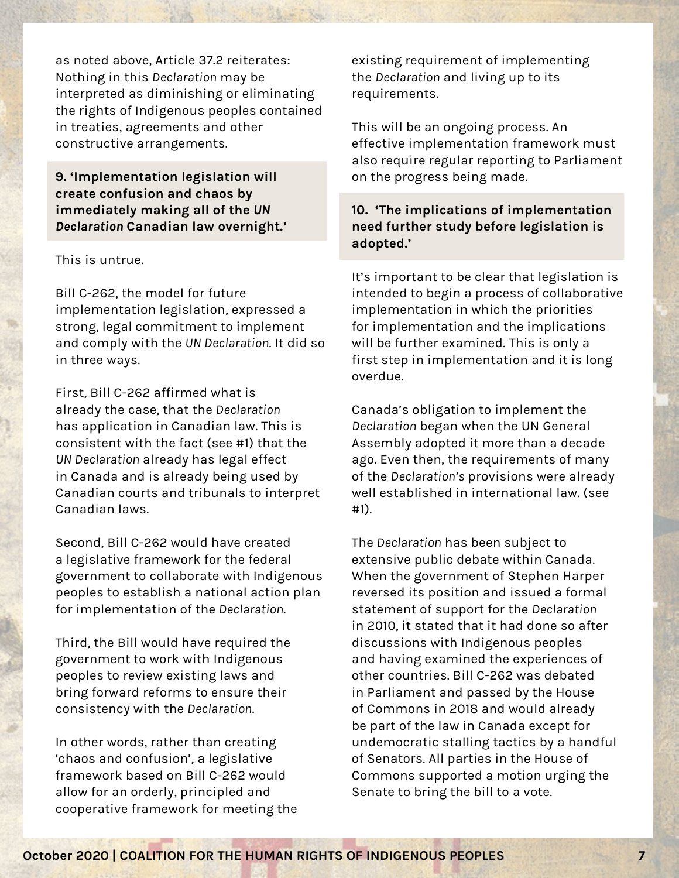as noted above, Article 37.2 reiterates: Nothing in this *Declaration* may be interpreted as diminishing or eliminating the rights of Indigenous peoples contained in treaties, agreements and other constructive arrangements.

**9. 'Implementation legislation will create confusion and chaos by immediately making all of the *UN Declaration* Canadian law overnight.'**

This is untrue.

Bill C-262, the model for future implementation legislation, expressed a strong, legal commitment to implement and comply with the *UN Declaration.* It did so in three ways.

First, Bill C-262 affirmed what is already the case, that the *Declaration* has application in Canadian law. This is consistent with the fact (see #1) that the *UN Declaration* already has legal effect in Canada and is already being used by Canadian courts and tribunals to interpret Canadian laws.

Second, Bill C-262 would have created a legislative framework for the federal government to collaborate with Indigenous peoples to establish a national action plan for implementation of the *Declaration.*

Third, the Bill would have required the government to work with Indigenous peoples to review existing laws and bring forward reforms to ensure their consistency with the *Declaration.*

In other words, rather than creating 'chaos and confusion', a legislative framework based on Bill C-262 would allow for an orderly, principled and cooperative framework for meeting the existing requirement of implementing the *Declaration* and living up to its requirements.

This will be an ongoing process. An effective implementation framework must also require regular reporting to Parliament on the progress being made.

**10. 'The implications of implementation need further study before legislation is adopted.'**

It's important to be clear that legislation is intended to begin a process of collaborative implementation in which the priorities for implementation and the implications will be further examined. This is only a first step in implementation and it is long overdue.

Canada's obligation to implement the *Declaration* began when the UN General Assembly adopted it more than a decade ago. Even then, the requirements of many of the *Declaration's* provisions were already well established in international law. (see #1).

The *Declaration* has been subject to extensive public debate within Canada. When the government of Stephen Harper reversed its position and issued a formal statement of support for the *Declaration* in 2010, it stated that it had done so after discussions with Indigenous peoples and having examined the experiences of other countries. Bill C-262 was debated in Parliament and passed by the House of Commons in 2018 and would already be part of the law in Canada except for undemocratic stalling tactics by a handful of Senators. All parties in the House of Commons supported a motion urging the Senate to bring the bill to a vote.